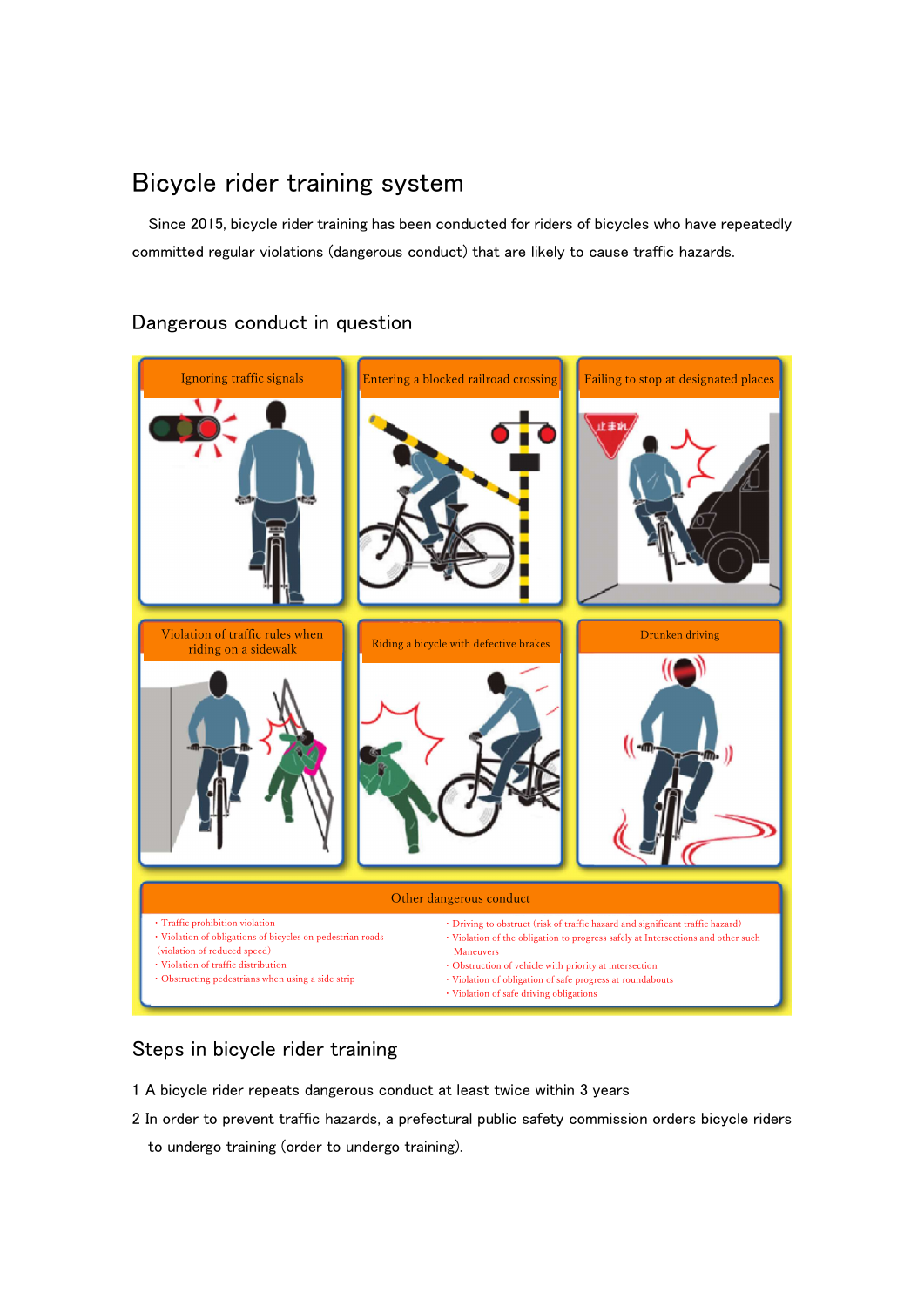# Bicycle rider training system

Since 2015, bicycle rider training has been conducted for riders of bicycles who have repeatedly committed regular violations (dangerous conduct) that are likely to cause traffic hazards.

## Dangerous conduct in question

- Ignoring traffic signals
- Entering a blocked railroad crossing
- Failing to stop at designated places
- Violation of traffic rules when riding on a sidewalk
- Riding a bicycle with defective brakes
- Drunken driving

**Other dangerous conduct**

- Traffic prohibition violation
- Violation of obligations of bicycles on pedestrian roads (violation of reduced speed)
- Violation of traffic distribution
- Obstructing pedestrians when using a side strip
- Driving to obstruct (risk of traffic hazard and significant traffic hazard)
- Violation of the obligation to progress safely at Intersections and other such Maneuvers
- Obstruction of vehicle with priority at intersection
- Violation of obligation of safe progress at roundabouts
- Violation of safe driving obligations

## Steps in bicycle rider training

1 A bicycle rider repeats dangerous conduct at least twice within 3 years

2 In order to prevent traffic hazards, a prefectural public safety commission orders bicycle riders to undergo training (order to undergo training).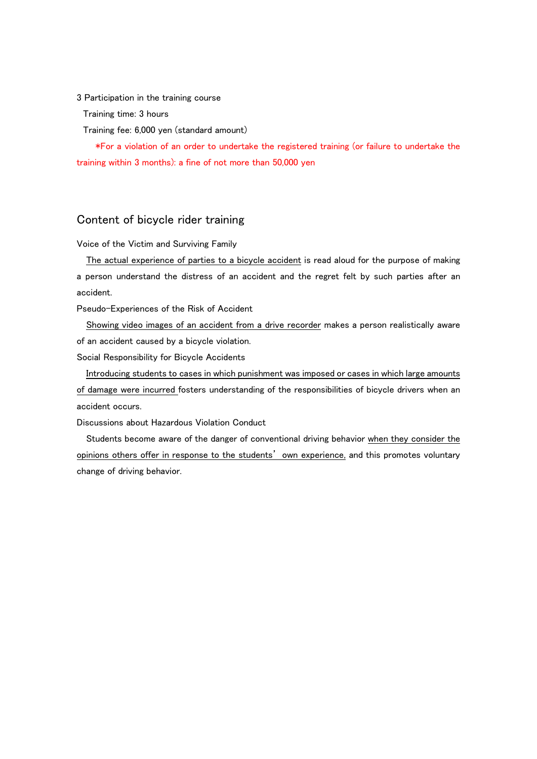3 Participation in the training course

Training time: 3 hours

Training fee: 6,000 yen (standard amount)

*For a violation of an order to undertake the registered training (or failure to undertake the training within 3 months): a fine of not more than 50,000 yen

## Content of bicycle rider training

Voice of the Victim and Surviving Family

The actual experience of parties to a bicycle accident is read aloud for the purpose of making a person understand the distress of an accident and the regret felt by such parties after an accident.

Pseudo-Experiences of the Risk of Accident

Showing video images of an accident from a drive recorder makes a person realistically aware of an accident caused by a bicycle violation.

Social Responsibility for Bicycle Accidents

Introducing students to cases in which punishment was imposed or cases in which large amounts of damage were incurred fosters understanding of the responsibilities of bicycle drivers when an accident occurs.

Discussions about Hazardous Violation Conduct

Students become aware of the danger of conventional driving behavior when they consider the opinions others offer in response to the students' own experience, and this promotes voluntary change of driving behavior.